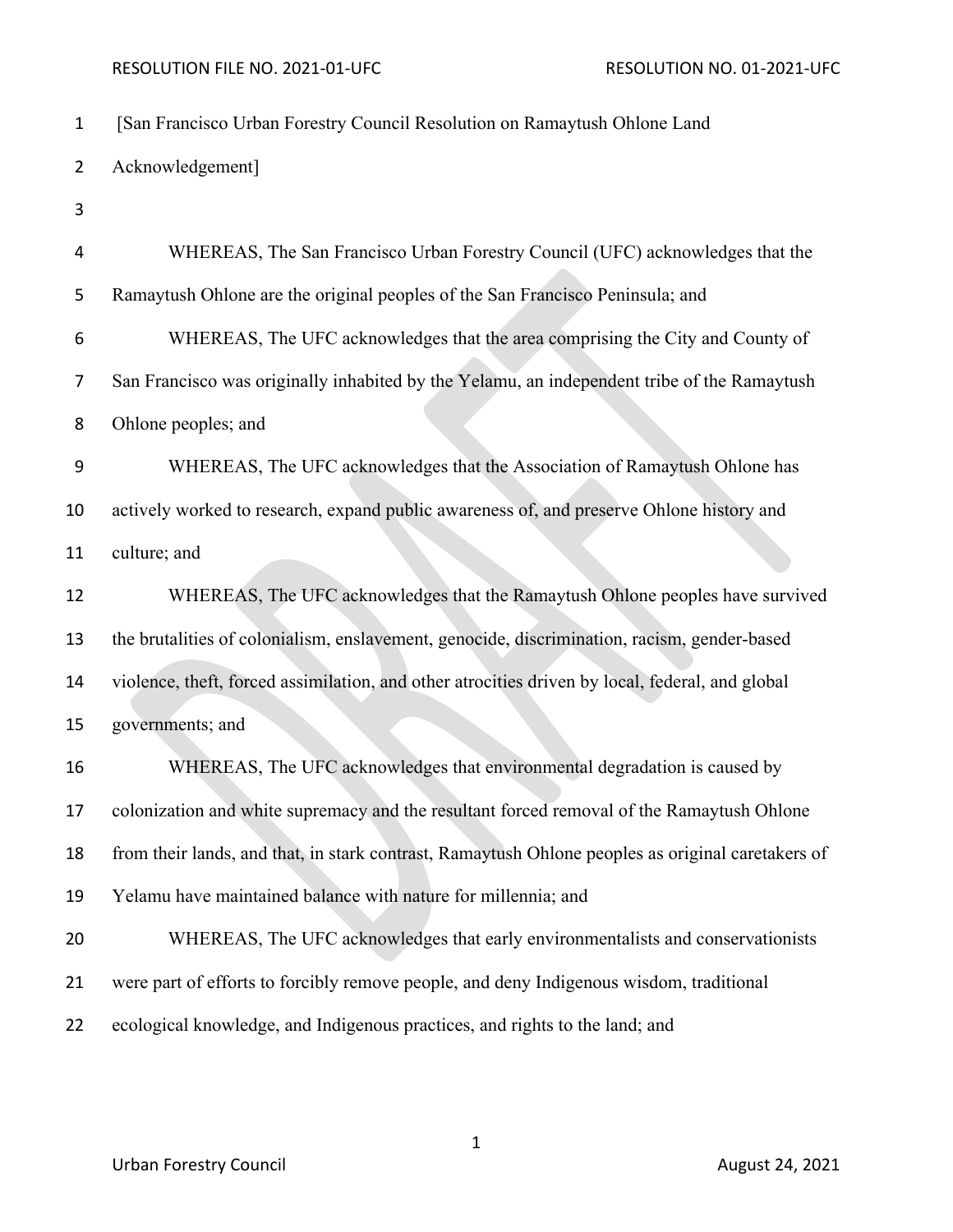[San Francisco Urban Forestry Council Resolution on Ramaytush Ohlone Land Acknowledgement]

WHEREAS, The San Francisco Urban Forestry Council (UFC) acknowledges that the Ramaytush Ohlone are the original peoples of the San Francisco Peninsula; and

WHEREAS, The UFC acknowledges that the area comprising the City and County of San Francisco was originally inhabited by the Yelamu, an independent tribe of the Ramaytush Ohlone peoples; and

WHEREAS, The UFC acknowledges that the Association of Ramaytush Ohlone has actively worked to research, expand public awareness of, and preserve Ohlone history and culture; and

WHEREAS, The UFC acknowledges that the Ramaytush Ohlone peoples have survived the brutalities of colonialism, enslavement, genocide, discrimination, racism, gender-based violence, theft, forced assimilation, and other atrocities driven by local, federal, and global governments; and

WHEREAS, The UFC acknowledges that environmental degradation is caused by colonization and white supremacy and the resultant forced removal of the Ramaytush Ohlone from their lands, and that, in stark contrast, Ramaytush Ohlone peoples as original caretakers of Yelamu have maintained balance with nature for millennia; and

WHEREAS, The UFC acknowledges that early environmentalists and conservationists were part of efforts to forcibly remove people, and deny Indigenous wisdom, traditional ecological knowledge, and Indigenous practices, and rights to the land; and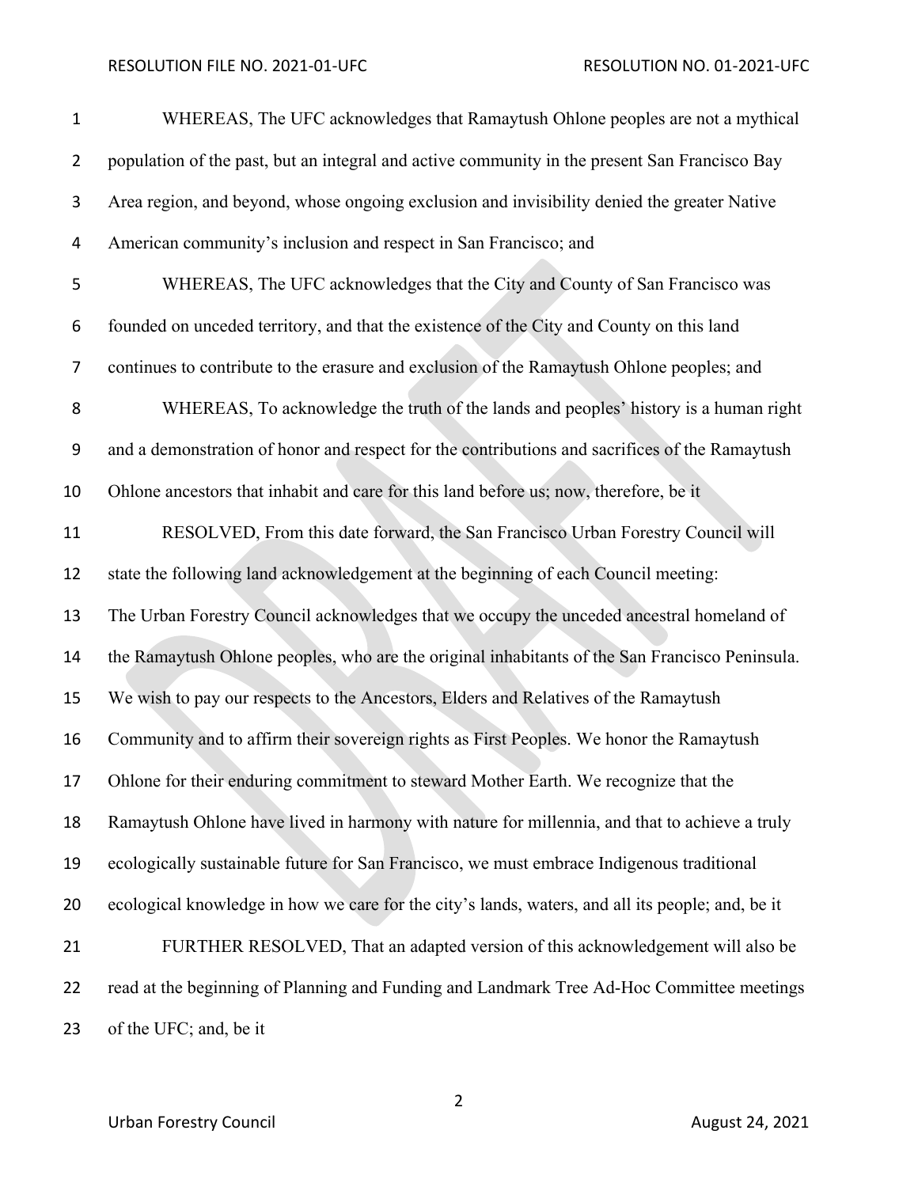WHEREAS, The UFC acknowledges that Ramaytush Ohlone peoples are not a mythical population of the past, but an integral and active community in the present San Francisco Bay Area region, and beyond, whose ongoing exclusion and invisibility denied the greater Native American community's inclusion and respect in San Francisco; and

WHEREAS, The UFC acknowledges that the City and County of San Francisco was founded on unceded territory, and that the existence of the City and County on this land continues to contribute to the erasure and exclusion of the Ramaytush Ohlone peoples; and

WHEREAS, To acknowledge the truth of the lands and peoples' history is a human right and a demonstration of honor and respect for the contributions and sacrifices of the Ramaytush Ohlone ancestors that inhabit and care for this land before us; now, therefore, be it

RESOLVED, From this date forward, the San Francisco Urban Forestry Council will state the following land acknowledgement at the beginning of each Council meeting: The Urban Forestry Council acknowledges that we occupy the unceded ancestral homeland of the Ramaytush Ohlone peoples, who are the original inhabitants of the San Francisco Peninsula. We wish to pay our respects to the Ancestors, Elders and Relatives of the Ramaytush Community and to affirm their sovereign rights as First Peoples. We honor the Ramaytush Ohlone for their enduring commitment to steward Mother Earth. We recognize that the Ramaytush Ohlone have lived in harmony with nature for millennia, and that to achieve a truly ecologically sustainable future for San Francisco, we must embrace Indigenous traditional ecological knowledge in how we care for the city's lands, waters, and all its people; and, be it

FURTHER RESOLVED, That an adapted version of this acknowledgement will also be read at the beginning of Planning and Funding and Landmark Tree Ad-Hoc Committee meetings of the UFC; and, be it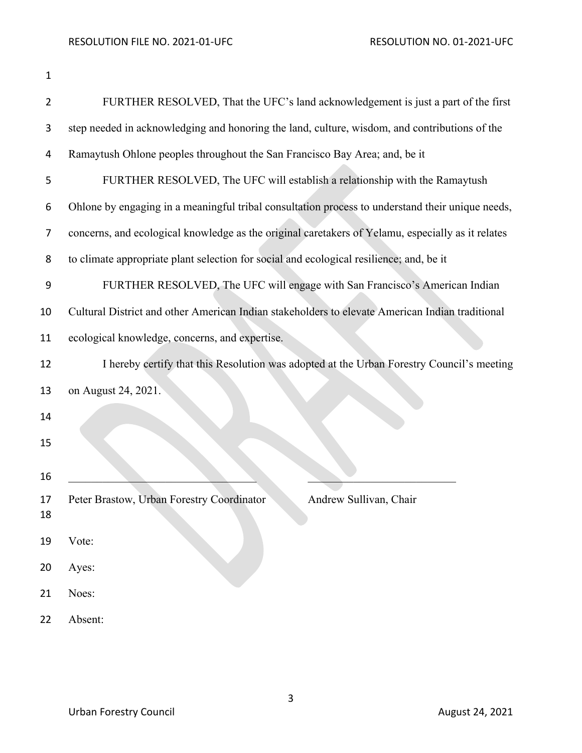FURTHER RESOLVED, That the UFC's land acknowledgement is just a part of the first step needed in acknowledging and honoring the land, culture, wisdom, and contributions of the Ramaytush Ohlone peoples throughout the San Francisco Bay Area; and, be it

FURTHER RESOLVED, The UFC will establish a relationship with the Ramaytush Ohlone by engaging in a meaningful tribal consultation process to understand their unique needs, concerns, and ecological knowledge as the original caretakers of Yelamu, especially as it relates to climate appropriate plant selection for social and ecological resilience; and, be it

FURTHER RESOLVED, The UFC will engage with San Francisco's American Indian Cultural District and other American Indian stakeholders to elevate American Indian traditional ecological knowledge, concerns, and expertise.

I hereby certify that this Resolution was adopted at the Urban Forestry Council's meeting on August 24, 2021.

\_\_\_\_\_\_\_\_\_\_\_\_\_\_\_\_\_\_\_\_\_\_\_\_\_\_\_\_\_\_\_\_\_\_\_\_ \_\_\_\_\_\_\_\_\_\_\_\_\_\_\_\_\_\_\_\_\_\_\_\_\_\_\_\_\_\_

Peter Brastow, Urban Forestry Coordinator Andrew Sullivan, Chair

Vote:

Ayes:

Noes:

Absent: